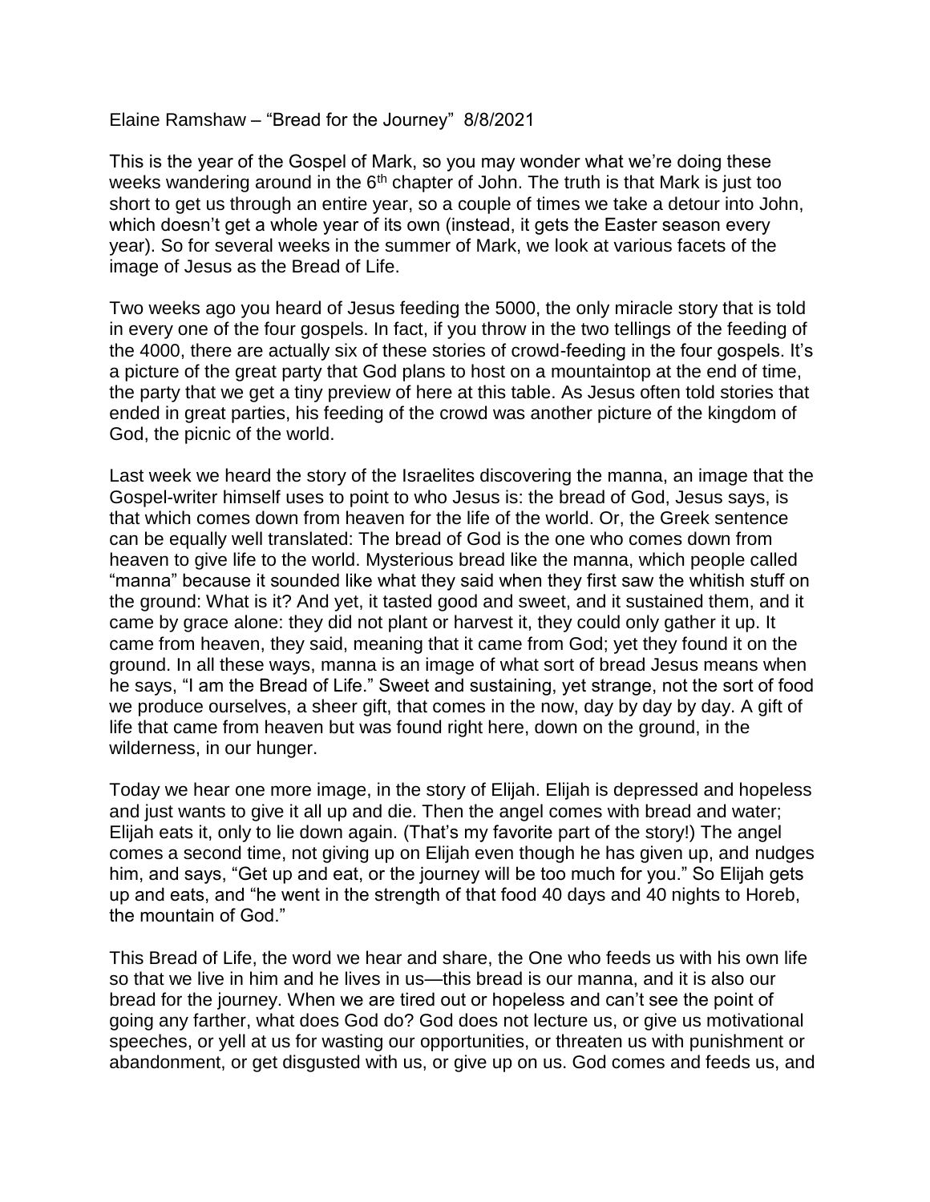Elaine Ramshaw – "Bread for the Journey" 8/8/2021

This is the year of the Gospel of Mark, so you may wonder what we're doing these weeks wandering around in the 6th chapter of John. The truth is that Mark is just too short to get us through an entire year, so a couple of times we take a detour into John, which doesn't get a whole year of its own (instead, it gets the Easter season every year). So for several weeks in the summer of Mark, we look at various facets of the image of Jesus as the Bread of Life.

Two weeks ago you heard of Jesus feeding the 5000, the only miracle story that is told in every one of the four gospels. In fact, if you throw in the two tellings of the feeding of the 4000, there are actually six of these stories of crowd-feeding in the four gospels. It's a picture of the great party that God plans to host on a mountaintop at the end of time, the party that we get a tiny preview of here at this table. As Jesus often told stories that ended in great parties, his feeding of the crowd was another picture of the kingdom of God, the picnic of the world.

Last week we heard the story of the Israelites discovering the manna, an image that the Gospel-writer himself uses to point to who Jesus is: the bread of God, Jesus says, is that which comes down from heaven for the life of the world. Or, the Greek sentence can be equally well translated: The bread of God is the one who comes down from heaven to give life to the world. Mysterious bread like the manna, which people called "manna" because it sounded like what they said when they first saw the whitish stuff on the ground: What is it? And yet, it tasted good and sweet, and it sustained them, and it came by grace alone: they did not plant or harvest it, they could only gather it up. It came from heaven, they said, meaning that it came from God; yet they found it on the ground. In all these ways, manna is an image of what sort of bread Jesus means when he says, "I am the Bread of Life." Sweet and sustaining, yet strange, not the sort of food we produce ourselves, a sheer gift, that comes in the now, day by day by day. A gift of life that came from heaven but was found right here, down on the ground, in the wilderness, in our hunger.

Today we hear one more image, in the story of Elijah. Elijah is depressed and hopeless and just wants to give it all up and die. Then the angel comes with bread and water; Elijah eats it, only to lie down again. (That's my favorite part of the story!) The angel comes a second time, not giving up on Elijah even though he has given up, and nudges him, and says, "Get up and eat, or the journey will be too much for you." So Elijah gets up and eats, and "he went in the strength of that food 40 days and 40 nights to Horeb, the mountain of God."

This Bread of Life, the word we hear and share, the One who feeds us with his own life so that we live in him and he lives in us—this bread is our manna, and it is also our bread for the journey. When we are tired out or hopeless and can't see the point of going any farther, what does God do? God does not lecture us, or give us motivational speeches, or yell at us for wasting our opportunities, or threaten us with punishment or abandonment, or get disgusted with us, or give up on us. God comes and feeds us, and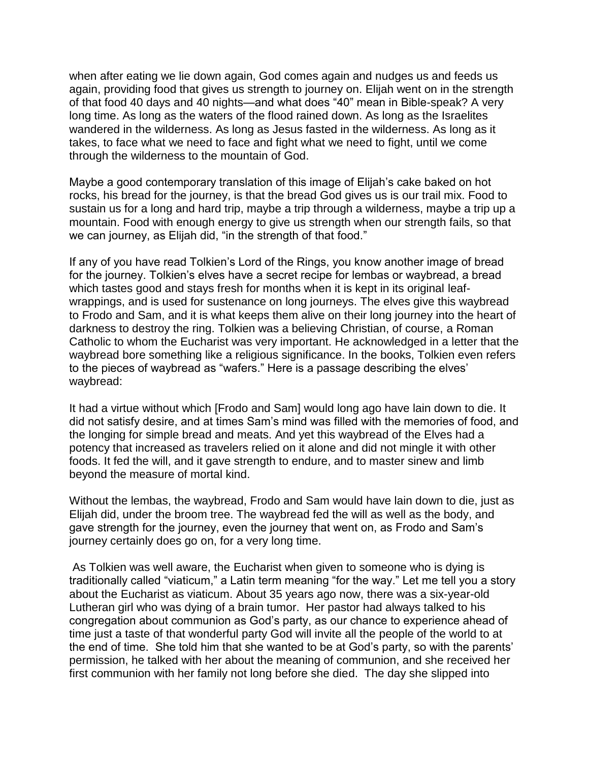when after eating we lie down again, God comes again and nudges us and feeds us again, providing food that gives us strength to journey on. Elijah went on in the strength of that food 40 days and 40 nights—and what does "40" mean in Bible-speak? A very long time. As long as the waters of the flood rained down. As long as the Israelites wandered in the wilderness. As long as Jesus fasted in the wilderness. As long as it takes, to face what we need to face and fight what we need to fight, until we come through the wilderness to the mountain of God.

Maybe a good contemporary translation of this image of Elijah's cake baked on hot rocks, his bread for the journey, is that the bread God gives us is our trail mix. Food to sustain us for a long and hard trip, maybe a trip through a wilderness, maybe a trip up a mountain. Food with enough energy to give us strength when our strength fails, so that we can journey, as Elijah did, "in the strength of that food."

If any of you have read Tolkien's Lord of the Rings, you know another image of bread for the journey. Tolkien's elves have a secret recipe for lembas or waybread, a bread which tastes good and stays fresh for months when it is kept in its original leaf-wrappings, and is used for sustenance on long journeys. The elves give this waybread to Frodo and Sam, and it is what keeps them alive on their long journey into the heart of darkness to destroy the ring. Tolkien was a believing Christian, of course, a Roman Catholic to whom the Eucharist was very important. He acknowledged in a letter that the waybread bore something like a religious significance. In the books, Tolkien even refers to the pieces of waybread as "wafers." Here is a passage describing the elves' waybread:

It had a virtue without which [Frodo and Sam] would long ago have lain down to die. It did not satisfy desire, and at times Sam's mind was filled with the memories of food, and the longing for simple bread and meats. And yet this waybread of the Elves had a potency that increased as travelers relied on it alone and did not mingle it with other foods. It fed the will, and it gave strength to endure, and to master sinew and limb beyond the measure of mortal kind.

Without the lembas, the waybread, Frodo and Sam would have lain down to die, just as Elijah did, under the broom tree. The waybread fed the will as well as the body, and gave strength for the journey, even the journey that went on, as Frodo and Sam's journey certainly does go on, for a very long time.

As Tolkien was well aware, the Eucharist when given to someone who is dying is traditionally called "viaticum," a Latin term meaning "for the way." Let me tell you a story about the Eucharist as viaticum. About 35 years ago now, there was a six-year-old Lutheran girl who was dying of a brain tumor. Her pastor had always talked to his congregation about communion as God's party, as our chance to experience ahead of time just a taste of that wonderful party God will invite all the people of the world to at the end of time. She told him that she wanted to be at God's party, so with the parents' permission, he talked with her about the meaning of communion, and she received her first communion with her family not long before she died. The day she slipped into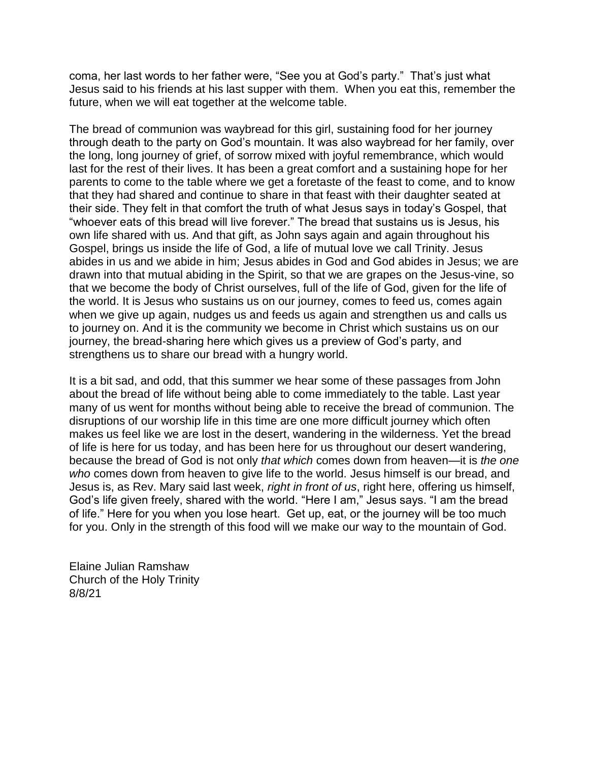coma, her last words to her father were, "See you at God's party." That's just what Jesus said to his friends at his last supper with them. When you eat this, remember the future, when we will eat together at the welcome table.

The bread of communion was waybread for this girl, sustaining food for her journey through death to the party on God's mountain. It was also waybread for her family, over the long, long journey of grief, of sorrow mixed with joyful remembrance, which would last for the rest of their lives. It has been a great comfort and a sustaining hope for her parents to come to the table where we get a foretaste of the feast to come, and to know that they had shared and continue to share in that feast with their daughter seated at their side. They felt in that comfort the truth of what Jesus says in today's Gospel, that "whoever eats of this bread will live forever." The bread that sustains us is Jesus, his own life shared with us. And that gift, as John says again and again throughout his Gospel, brings us inside the life of God, a life of mutual love we call Trinity. Jesus abides in us and we abide in him; Jesus abides in God and God abides in Jesus; we are drawn into that mutual abiding in the Spirit, so that we are grapes on the Jesus-vine, so that we become the body of Christ ourselves, full of the life of God, given for the life of the world. It is Jesus who sustains us on our journey, comes to feed us, comes again when we give up again, nudges us and feeds us again and strengthen us and calls us to journey on. And it is the community we become in Christ which sustains us on our journey, the bread-sharing here which gives us a preview of God's party, and strengthens us to share our bread with a hungry world.

It is a bit sad, and odd, that this summer we hear some of these passages from John about the bread of life without being able to come immediately to the table. Last year many of us went for months without being able to receive the bread of communion. The disruptions of our worship life in this time are one more difficult journey which often makes us feel like we are lost in the desert, wandering in the wilderness. Yet the bread of life is here for us today, and has been here for us throughout our desert wandering, because the bread of God is not only *that which* comes down from heaven—it is *the one who* comes down from heaven to give life to the world. Jesus himself is our bread, and Jesus is, as Rev. Mary said last week, *right in front of us*, right here, offering us himself, God's life given freely, shared with the world. "Here I am," Jesus says. "I am the bread of life." Here for you when you lose heart. Get up, eat, or the journey will be too much for you. Only in the strength of this food will we make our way to the mountain of God.

Elaine Julian Ramshaw
Church of the Holy Trinity
8/8/21